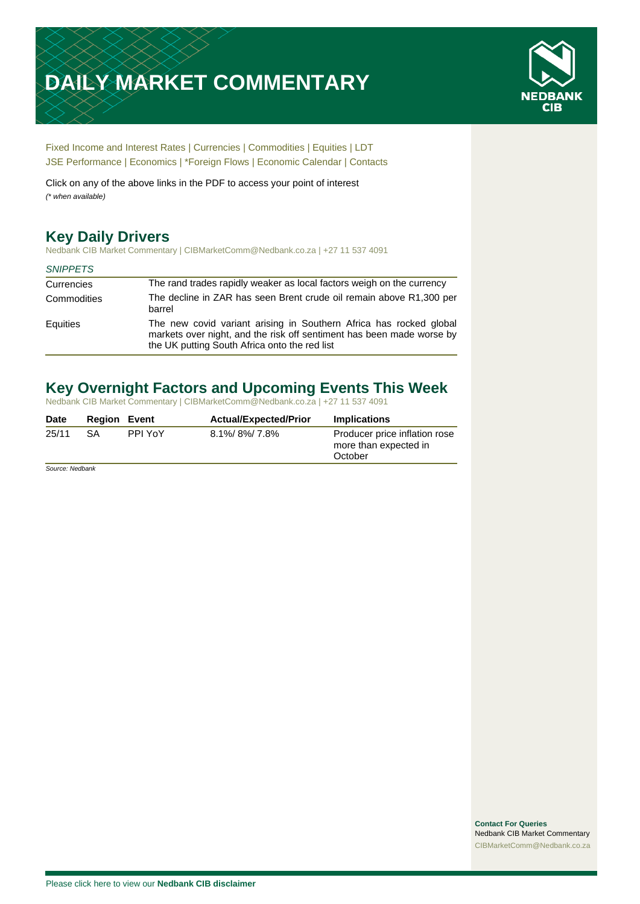# DAILY MARKET COMMENTARY

Fixed Income and Interest Rates | Currencies | Commodities | Equities | LDT
JSE Performance | Economics | *Foreign Flows | Economic Calendar | Contacts

Click on any of the above links in the PDF to access your point of interest
*(* when available)*

## Key Daily Drivers

Nedbank CIB Market Commentary | CIBMarketComm@Nedbank.co.za | +27 11 537 4091

| *SNIPPETS* | |
|---|---|
| Currencies | The rand trades rapidly weaker as local factors weigh on the currency |
| Commodities | The decline in ZAR has seen Brent crude oil remain above R1,300 per barrel |
| Equities | The new covid variant arising in Southern Africa has rocked global markets over night, and the risk off sentiment has been made worse by the UK putting South Africa onto the red list |

## Key Overnight Factors and Upcoming Events This Week

Nedbank CIB Market Commentary | CIBMarketComm@Nedbank.co.za | +27 11 537 4091

| Date | Region | Event | Actual/Expected/Prior | Implications |
|---|---|---|---|---|
| 25/11 | SA | PPI YoY | 8.1%/ 8%/ 7.8% | Producer price inflation rose more than expected in October |

*Source: Nedbank*

**Contact For Queries**
Nedbank CIB Market Commentary
CIBMarketComm@Nedbank.co.za

Please click here to view our **Nedbank CIB disclaimer**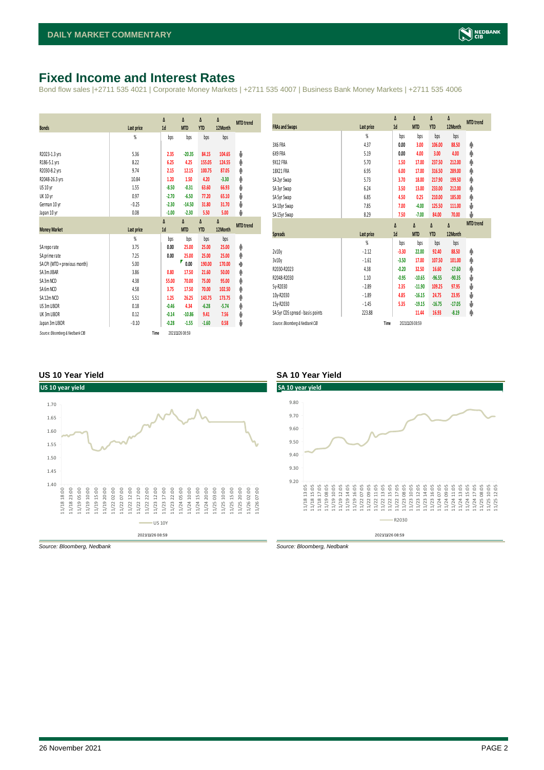# Fixed Income and Interest Rates

Bond flow sales |+2711 535 4021 | Corporate Money Markets | +2711 535 4007 | Business Bank Money Markets | +2711 535 4006

| Bonds | Last price | Δ 1d | Δ MTD | Δ YTD | Δ 12Month | MTD trend |
|---|---|---|---|---|---|---|
| | % | bps | bps | bps | bps | |
| R2023-1.3 yrs | 5.36 | 2.35 | -20.35 | 84.15 | 104.65 | ↓ |
| R186-5.1 yrs | 8.22 | 6.25 | 4.25 | 155.05 | 124.55 | ↑ |
| R2030-8.2 yrs | 9.74 | 2.15 | 12.15 | 100.75 | 87.05 | ↑ |
| R2048-26.3 yrs | 10.84 | 1.20 | 1.50 | 4.20 | -3.30 | ↑ |
| US 10 yr | 1.55 | -8.50 | -0.31 | 63.60 | 66.93 | ↓ |
| UK 10 yr | 0.97 | -2.70 | -6.50 | 77.20 | 65.10 | ↓ |
| German 10 yr | -0.25 | -2.30 | -14.50 | 31.80 | 31.70 | ↓ |
| Japan 10 yr | 0.08 | -1.00 | -2.30 | 5.50 | 5.00 | ↓ |

| Money Market | Last price | Δ 1d | Δ MTD | Δ YTD | Δ 12Month | MTD trend |
|---|---|---|---|---|---|---|
| | % | bps | bps | bps | bps | |
| SA repo rate | 3.75 | 0.00 | 25.00 | 25.00 | 25.00 | ↑ |
| SA prime rate | 7.25 | 0.00 | 25.00 | 25.00 | 25.00 | ↑ |
| SA CPI (MTD = previous month) | 5.00 | | 0.00 | 190.00 | 170.00 | → |
| SA 3m JIBAR | 3.86 | 0.80 | 17.50 | 21.60 | 50.00 | ↑ |
| SA 3m NCD | 4.38 | 55.00 | 70.00 | 75.00 | 95.00 | ↑ |
| SA 6m NCD | 4.58 | 3.75 | 17.50 | 70.00 | 102.50 | ↑ |
| SA 12m NCD | 5.51 | 1.25 | 26.25 | 143.75 | 173.75 | ↑ |
| US 3m LIBOR | 0.18 | -0.46 | 4.34 | -6.28 | -5.74 | ↑ |
| UK 3m LIBOR | 0.12 | -0.14 | -10.86 | 9.41 | 7.56 | ↓ |
| Japan 3m LIBOR | -0.10 | -0.28 | -1.55 | -1.60 | 0.58 | ↓ |

Source: Bloomberg & Nedbank CIB Time 2021/11/26 08:59

| FRAs and Swaps | Last price | Δ 1d | Δ MTD | Δ YTD | Δ 12Month | MTD trend |
|---|---|---|---|---|---|---|
| | % | bps | bps | bps | bps | |
| 3X6 FRA | 4.37 | 0.00 | 3.00 | 106.00 | 88.50 | ↑ |
| 6X9 FRA | 5.19 | 0.00 | 4.00 | 3.00 | 4.00 | ↑ |
| 9X12 FRA | 5.70 | 1.50 | 17.00 | 237.50 | 212.00 | ↑ |
| 18X21 FRA | 6.95 | 6.00 | 17.00 | 316.50 | 289.00 | ↑ |
| SA 2yr Swap | 5.73 | 3.70 | 18.00 | 217.90 | 199.50 | ↑ |
| SA 3yr Swap | 6.24 | 3.50 | 13.00 | 233.00 | 212.00 | ↑ |
| SA 5yr Swap | 6.85 | 4.50 | 0.25 | 210.00 | 185.00 | ↑ |
| SA 10yr Swap | 7.85 | 7.00 | -4.00 | 125.50 | 111.00 | ↓ |
| SA 15yr Swap | 8.29 | 7.50 | -7.00 | 84.00 | 70.00 | ↓ |

| Spreads | Last price | Δ 1d | Δ MTD | Δ YTD | Δ 12Month | MTD trend |
|---|---|---|---|---|---|---|
| | % | bps | bps | bps | bps | |
| 2v10y | -2.12 | -3.30 | 22.00 | 92.40 | 88.50 | ↑ |
| 3v10y | -1.61 | -3.50 | 17.00 | 107.50 | 101.00 | ↑ |
| R2030-R2023 | 4.38 | -0.20 | 32.50 | 16.60 | -17.60 | ↑ |
| R2048-R2030 | 1.10 | -0.95 | -10.65 | -96.55 | -90.35 | ↓ |
| 5y-R2030 | -2.89 | 2.35 | -11.90 | 109.25 | 97.95 | ↓ |
| 10y-R2030 | -1.89 | 4.85 | -16.15 | 24.75 | 23.95 | ↓ |
| 15y-R2030 | -1.45 | 5.35 | -19.15 | -16.75 | -17.05 | ↓ |
| SA 5yr CDS spread - basis points | 223.88 | | 11.44 | 16.93 | -8.19 | ↑ |

Source: Bloomberg & Nedbank CIB Time 2021/11/26 08:59

## US 10 Year Yield

Source: Bloomberg, Nedbank

## SA 10 Year Yield

Source: Bloomberg, Nedbank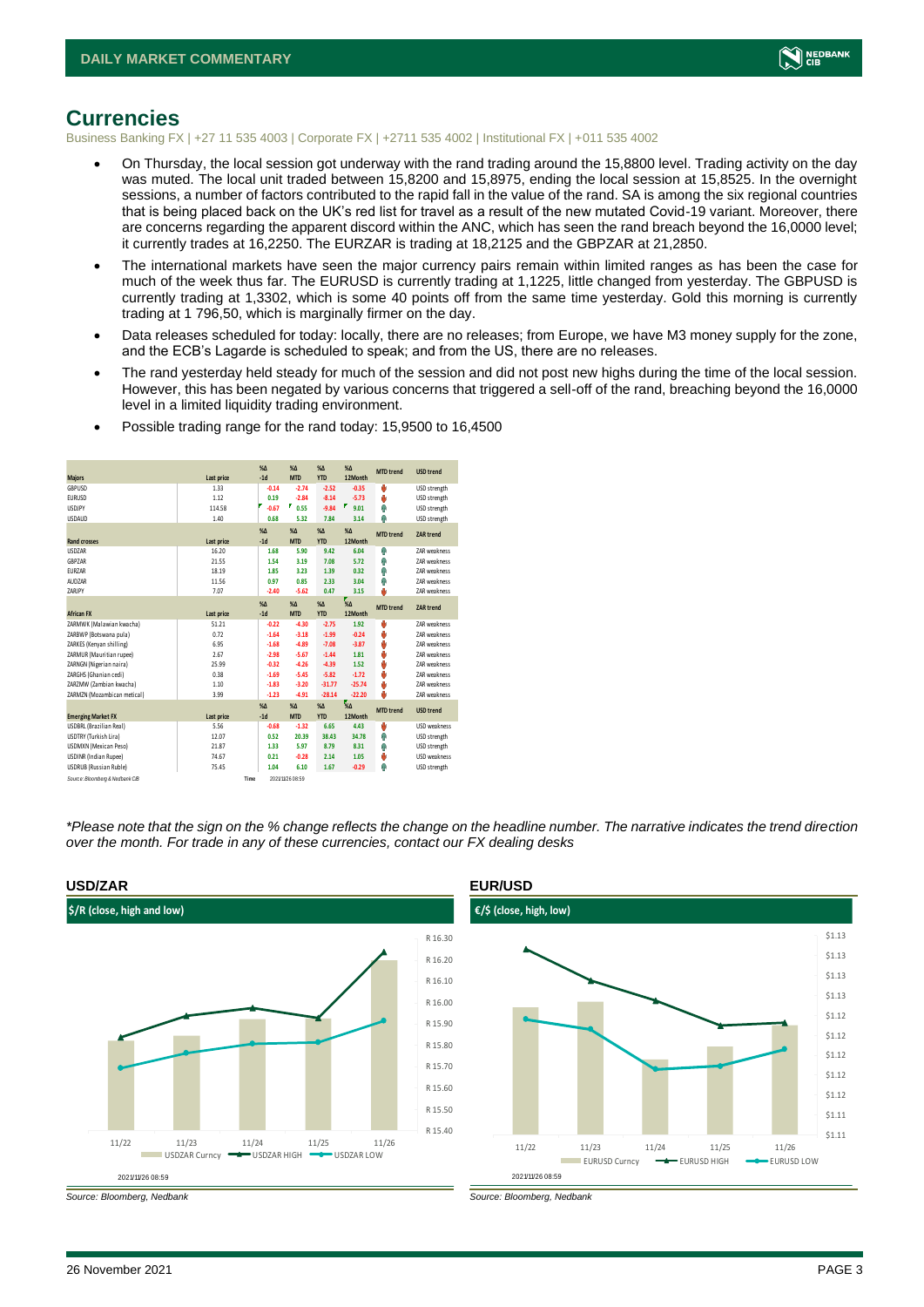## Currencies

Business Banking FX | +27 11 535 4003 | Corporate FX | +2711 535 4002 | Institutional FX | +011 535 4002

- On Thursday, the local session got underway with the rand trading around the 15,8800 level. Trading activity on the day was muted. The local unit traded between 15,8200 and 15,8975, ending the local session at 15,8525. In the overnight sessions, a number of factors contributed to the rapid fall in the value of the rand. SA is among the six regional countries that is being placed back on the UK's red list for travel as a result of the new mutated Covid-19 variant. Moreover, there are concerns regarding the apparent discord within the ANC, which has seen the rand breach beyond the 16,0000 level; it currently trades at 16,2250. The EURZAR is trading at 18,2125 and the GBPZAR at 21,2850.
- The international markets have seen the major currency pairs remain within limited ranges as has been the case for much of the week thus far. The EURUSD is currently trading at 1,1225, little changed from yesterday. The GBPUSD is currently trading at 1,3302, which is some 40 points off from the same time yesterday. Gold this morning is currently trading at 1 796,50, which is marginally firmer on the day.
- Data releases scheduled for today: locally, there are no releases; from Europe, we have M3 money supply for the zone, and the ECB's Lagarde is scheduled to speak; and from the US, there are no releases.
- The rand yesterday held steady for much of the session and did not post new highs during the time of the local session. However, this has been negated by various concerns that triggered a sell-off of the rand, breaching beyond the 16,0000 level in a limited liquidity trading environment.
- Possible trading range for the rand today: 15,9500 to 16,4500

| Majors | Last price | %Δ -1d | %Δ MTD | %Δ YTD | %Δ 12Month | MTD trend | USD trend |
|---|---|---|---|---|---|---|---|
| GBPUSD | 1.33 | -0.14 | -2.74 | -2.52 | -0.35 | | USD strength |
| EURUSD | 1.12 | 0.19 | -2.84 | -8.14 | -5.73 | | USD strength |
| USDJPY | 114.58 | -0.67 | 0.55 | -9.84 | 9.01 | | USD strength |
| USDAUD | 1.40 | 0.68 | 5.32 | 7.84 | 3.14 | | USD strength |
| **Rand crosses** | **Last price** | **%Δ -1d** | **%Δ MTD** | **%Δ YTD** | **%Δ 12Month** | **MTD trend** | **ZAR trend** |
| USDZAR | 16.20 | 1.68 | 5.90 | 9.42 | 6.04 | | ZAR weakness |
| GBPZAR | 21.55 | 1.54 | 3.19 | 7.08 | 5.72 | | ZAR weakness |
| EURZAR | 18.19 | 1.85 | 3.23 | 1.39 | 0.32 | | ZAR weakness |
| AUDZAR | 11.56 | 0.97 | 0.85 | 2.33 | 3.04 | | ZAR weakness |
| ZARJPY | 7.07 | -2.40 | -5.62 | 0.47 | 3.15 | | ZAR weakness |
| **African FX** | **Last price** | **%Δ -1d** | **%Δ MTD** | **%Δ YTD** | **%Δ 12Month** | **MTD trend** | **ZAR trend** |
| ZARMWK (Malawian kwacha) | 51.21 | -0.22 | -4.30 | -2.75 | 1.92 | | ZAR weakness |
| ZARBWP (Botswana pula) | 0.72 | -1.64 | -3.18 | -1.99 | -0.24 | | ZAR weakness |
| ZARKES (Kenyan shilling) | 6.95 | -1.68 | -4.89 | -7.08 | -3.87 | | ZAR weakness |
| ZARMUR (Mauritian rupee) | 2.67 | -2.98 | -5.67 | -1.44 | 1.81 | | ZAR weakness |
| ZARNGN (Nigerian naira) | 25.99 | -0.32 | -4.26 | -4.39 | 1.52 | | ZAR weakness |
| ZARGHS (Ghanian cedi) | 0.38 | -1.69 | -5.45 | -5.82 | -1.72 | | ZAR weakness |
| ZARZMW (Zambian kwacha) | 1.10 | -1.83 | -3.20 | -31.77 | -25.74 | | ZAR weakness |
| ZARMZN (Mozambican metical) | 3.99 | -1.23 | -4.91 | -20.14 | -22.20 | | ZAR weakness |
| **Emerging Market FX** | **Last price** | **%Δ -1d** | **%Δ MTD** | **%Δ YTD** | **%Δ 12Month** | **MTD trend** | **USD trend** |
| USDBRL (Brazilian Real) | 5.56 | -0.68 | -1.32 | 6.65 | 4.43 | | USD weakness |
| USDTRY (Turkish Lira) | 12.07 | 0.52 | 20.39 | 38.43 | 34.78 | | USD strength |
| USDMXN (Mexican Peso) | 21.87 | 1.33 | 5.97 | 8.79 | 8.31 | | USD strength |
| USDINR (Indian Rupee) | 74.67 | 0.21 | -0.28 | 2.14 | 1.05 | | USD weakness |
| USDRUB (Russian Ruble) | 75.45 | 1.04 | 6.10 | 1.67 | -0.29 | | USD strength |

Source: Bloomberg & Nedbank CIB Time 2021/11/26 08:59

*\*Please note that the sign on the % change reflects the change on the headline number. The narrative indicates the trend direction over the month. For trade in any of these currencies, contact our FX dealing desks*

### USD/ZAR

$/R (close, high and low)

Source: Bloomberg, Nedbank

### EUR/USD

€/$ (close, high, low)

Source: Bloomberg, Nedbank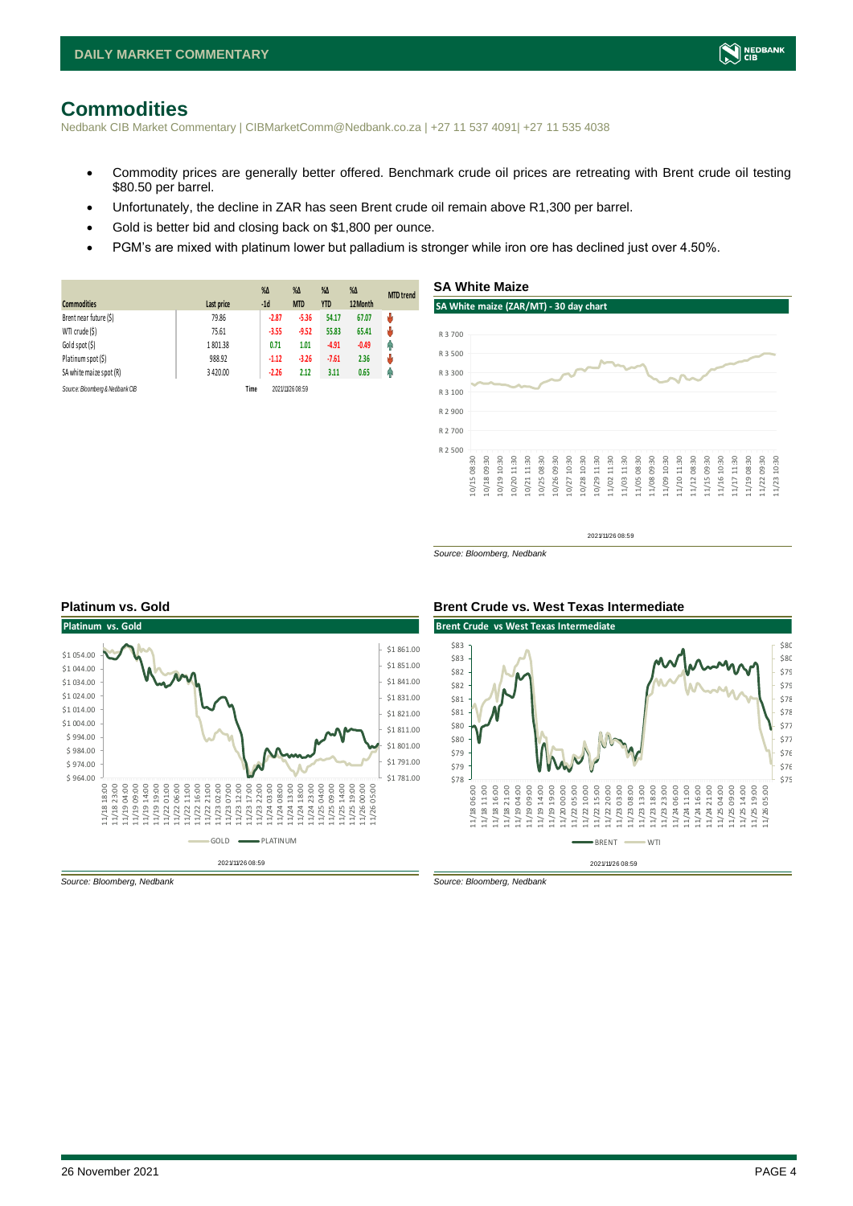# Commodities

Nedbank CIB Market Commentary | CIBMarketComm@Nedbank.co.za | +27 11 537 4091| +27 11 535 4038

- Commodity prices are generally better offered. Benchmark crude oil prices are retreating with Brent crude oil testing $80.50 per barrel.
- Unfortunately, the decline in ZAR has seen Brent crude oil remain above R1,300 per barrel.
- Gold is better bid and closing back on $1,800 per ounce.
- PGM's are mixed with platinum lower but palladium is stronger while iron ore has declined just over 4.50%.

| Commodities | Last price | %Δ -1d | %Δ MTD | %Δ YTD | %Δ 12Month | MTD trend |
|---|---|---|---|---|---|---|
| Brent near future ($) | 79.86 | -2.87 | -5.36 | 54.17 | 67.07 | ↓ |
| WTI crude ($) | 75.61 | -3.55 | -9.52 | 55.83 | 65.41 | ↓ |
| Gold spot ($) | 1 801.38 | 0.71 | 1.01 | -4.91 | -0.49 | ↑ |
| Platinum spot ($) | 988.92 | -1.12 | -3.26 | -7.61 | 2.36 | ↓ |
| SA white maize spot (R) | 3 420.00 | -2.26 | 2.12 | 3.11 | 0.65 | ↑ |

*Source: Bloomberg & Nedbank CIB* Time 2021/11/26 08:59

## SA White Maize

SA White maize (ZAR/MT) - 30 day chart

2021/11/26 08:59

*Source: Bloomberg, Nedbank*

## Platinum vs. Gold

Platinum vs. Gold

2021/11/26 08:59

*Source: Bloomberg, Nedbank*

## Brent Crude vs. West Texas Intermediate

Brent Crude vs West Texas Intermediate

2021/11/26 08:59

*Source: Bloomberg, Nedbank*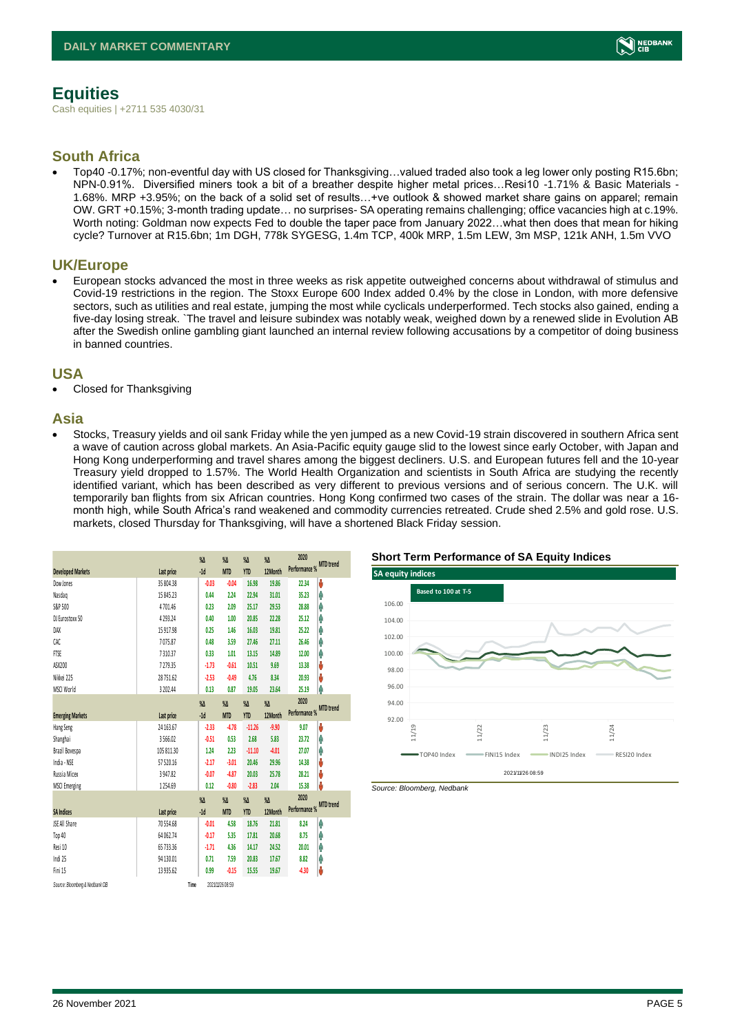# Equities

Cash equities | +2711 535 4030/31

## South Africa

- Top40 -0.17%; non-eventful day with US closed for Thanksgiving…valued traded also took a leg lower only posting R15.6bn; NPN-0.91%. Diversified miners took a bit of a breather despite higher metal prices…Resi10 -1.71% & Basic Materials -1.68%. MRP +3.95%; on the back of a solid set of results…+ve outlook & showed market share gains on apparel; remain OW. GRT +0.15%; 3-month trading update… no surprises- SA operating remains challenging; office vacancies high at c.19%. Worth noting: Goldman now expects Fed to double the taper pace from January 2022…what then does that mean for hiking cycle? Turnover at R15.6bn; 1m DGH, 778k SYGESG, 1.4m TCP, 400k MRP, 1.5m LEW, 3m MSP, 121k ANH, 1.5m VVO

## UK/Europe

- European stocks advanced the most in three weeks as risk appetite outweighed concerns about withdrawal of stimulus and Covid-19 restrictions in the region. The Stoxx Europe 600 Index added 0.4% by the close in London, with more defensive sectors, such as utilities and real estate, jumping the most while cyclicals underperformed. Tech stocks also gained, ending a five-day losing streak. `The travel and leisure subindex was notably weak, weighed down by a renewed slide in Evolution AB after the Swedish online gambling giant launched an internal review following accusations by a competitor of doing business in banned countries.

## USA

- Closed for Thanksgiving

## Asia

- Stocks, Treasury yields and oil sank Friday while the yen jumped as a new Covid-19 strain discovered in southern Africa sent a wave of caution across global markets. An Asia-Pacific equity gauge slid to the lowest since early October, with Japan and Hong Kong underperforming and travel shares among the biggest decliners. U.S. and European futures fell and the 10-year Treasury yield dropped to 1.57%. The World Health Organization and scientists in South Africa are studying the recently identified variant, which has been described as very different to previous versions and of serious concern. The U.K. will temporarily ban flights from six African countries. Hong Kong confirmed two cases of the strain. The dollar was near a 16-month high, while South Africa's rand weakened and commodity currencies retreated. Crude shed 2.5% and gold rose. U.S. markets, closed Thursday for Thanksgiving, will have a shortened Black Friday session.

| Developed Markets | Last price | %Δ -1d | %Δ MTD | %Δ YTD | %Δ 12Month | 2020 Performance % | MTD trend |
|---|---|---|---|---|---|---|---|
| Dow Jones | 35 804.38 | -0.03 | -0.04 | 16.98 | 19.86 | 22.34 | ↓ |
| Nasdaq | 15 845.23 | 0.44 | 2.24 | 22.94 | 31.01 | 35.23 | ↑ |
| S&P 500 | 4 701.46 | 0.23 | 2.09 | 25.17 | 29.53 | 28.88 | ↑ |
| DJ Eurostoxx 50 | 4 293.24 | 0.40 | 1.00 | 20.85 | 22.28 | 25.12 | ↑ |
| DAX | 15 917.98 | 0.25 | 1.46 | 16.03 | 19.81 | 25.22 | ↑ |
| CAC | 7 075.87 | 0.48 | 3.59 | 27.46 | 27.11 | 26.46 | ↑ |
| FTSE | 7 310.37 | 0.33 | 1.01 | 13.15 | 14.89 | 12.00 | ↑ |
| ASX200 | 7 279.35 | -1.73 | -0.61 | 10.51 | 9.69 | 13.38 | ↓ |
| Nikkei 225 | 28 751.62 | -2.53 | -0.49 | 4.76 | 8.34 | 20.93 | ↓ |
| MSCI World | 3 202.44 | 0.13 | 0.87 | 19.05 | 23.64 | 25.19 | ↑ |
| **Emerging Markets** | **Last price** | **%Δ -1d** | **%Δ MTD** | **%Δ YTD** | **%Δ 12Month** | **2020 Performance %** | **MTD trend** |
| Hang Seng | 24 163.67 | -2.33 | -4.78 | -11.26 | -9.90 | 9.07 | ↓ |
| Shanghai | 3 566.02 | -0.51 | 0.53 | 2.68 | 5.83 | 23.72 | ↑ |
| Brazil Bovespa | 105 811.30 | 1.24 | 2.23 | -11.10 | -4.01 | 27.07 | ↑ |
| India - NSE | 57 520.16 | -2.17 | -3.01 | 20.46 | 29.96 | 14.38 | ↓ |
| Russia Micex | 3 947.82 | -0.07 | -4.87 | 20.03 | 25.78 | 28.21 | ↓ |
| MSCI Emerging | 1 254.69 | 0.12 | -0.80 | -2.83 | 2.04 | 15.38 | ↓ |
| **SA Indices** | **Last price** | **%Δ -1d** | **%Δ MTD** | **%Δ YTD** | **%Δ 12Month** | **2020 Performance %** | **MTD trend** |
| JSE All Share | 70 554.68 | -0.01 | 4.58 | 18.76 | 21.81 | 8.24 | ↑ |
| Top 40 | 64 062.74 | -0.17 | 5.35 | 17.81 | 20.68 | 8.75 | ↑ |
| Resi 10 | 65 733.36 | -1.71 | 4.36 | 14.17 | 24.52 | 20.01 | ↑ |
| Indi 25 | 94 130.01 | 0.71 | 7.59 | 20.83 | 17.67 | 8.82 | ↑ |
| Fini 15 | 13 935.62 | 0.99 | -0.15 | 15.55 | 19.67 | -4.30 | ↓ |

*Source: Bloomberg & Nedbank CIB* Time 2021/11/26 08:59

**Short Term Performance of SA Equity Indices**

Source: Bloomberg, Nedbank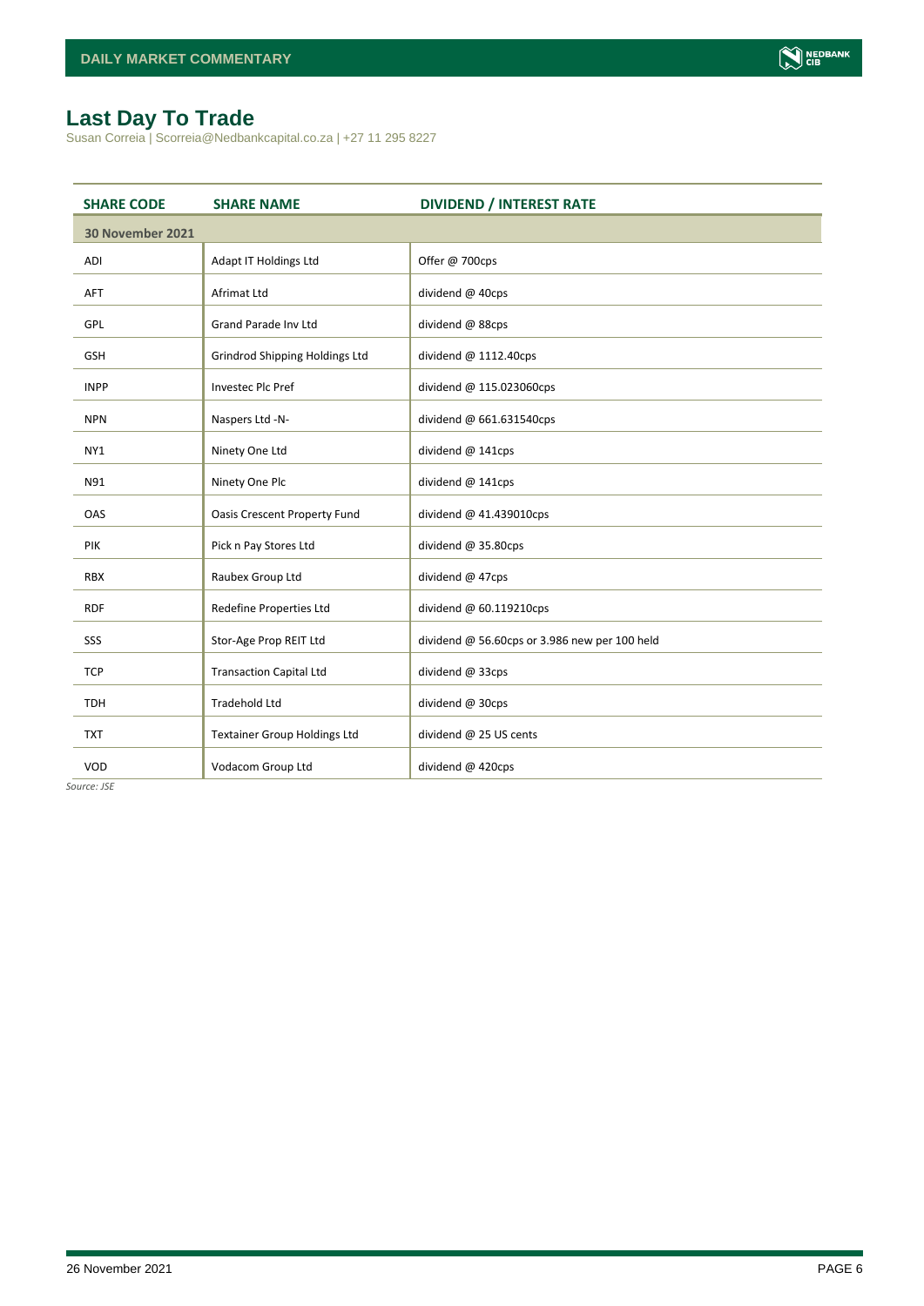# Last Day To Trade

Susan Correia | Scorreia@Nedbankcapital.co.za | +27 11 295 8227

| SHARE CODE | SHARE NAME | DIVIDEND / INTEREST RATE |
|---|---|---|
| **30 November 2021** | | |
| ADI | Adapt IT Holdings Ltd | Offer @ 700cps |
| AFT | Afrimat Ltd | dividend @ 40cps |
| GPL | Grand Parade Inv Ltd | dividend @ 88cps |
| GSH | Grindrod Shipping Holdings Ltd | dividend @ 1112.40cps |
| INPP | Investec Plc Pref | dividend @ 115.023060cps |
| NPN | Naspers Ltd -N- | dividend @ 661.631540cps |
| NY1 | Ninety One Ltd | dividend @ 141cps |
| N91 | Ninety One Plc | dividend @ 141cps |
| OAS | Oasis Crescent Property Fund | dividend @ 41.439010cps |
| PIK | Pick n Pay Stores Ltd | dividend @ 35.80cps |
| RBX | Raubex Group Ltd | dividend @ 47cps |
| RDF | Redefine Properties Ltd | dividend @ 60.119210cps |
| SSS | Stor-Age Prop REIT Ltd | dividend @ 56.60cps or 3.986 new per 100 held |
| TCP | Transaction Capital Ltd | dividend @ 33cps |
| TDH | Tradehold Ltd | dividend @ 30cps |
| TXT | Textainer Group Holdings Ltd | dividend @ 25 US cents |
| VOD | Vodacom Group Ltd | dividend @ 420cps |

*Source: JSE*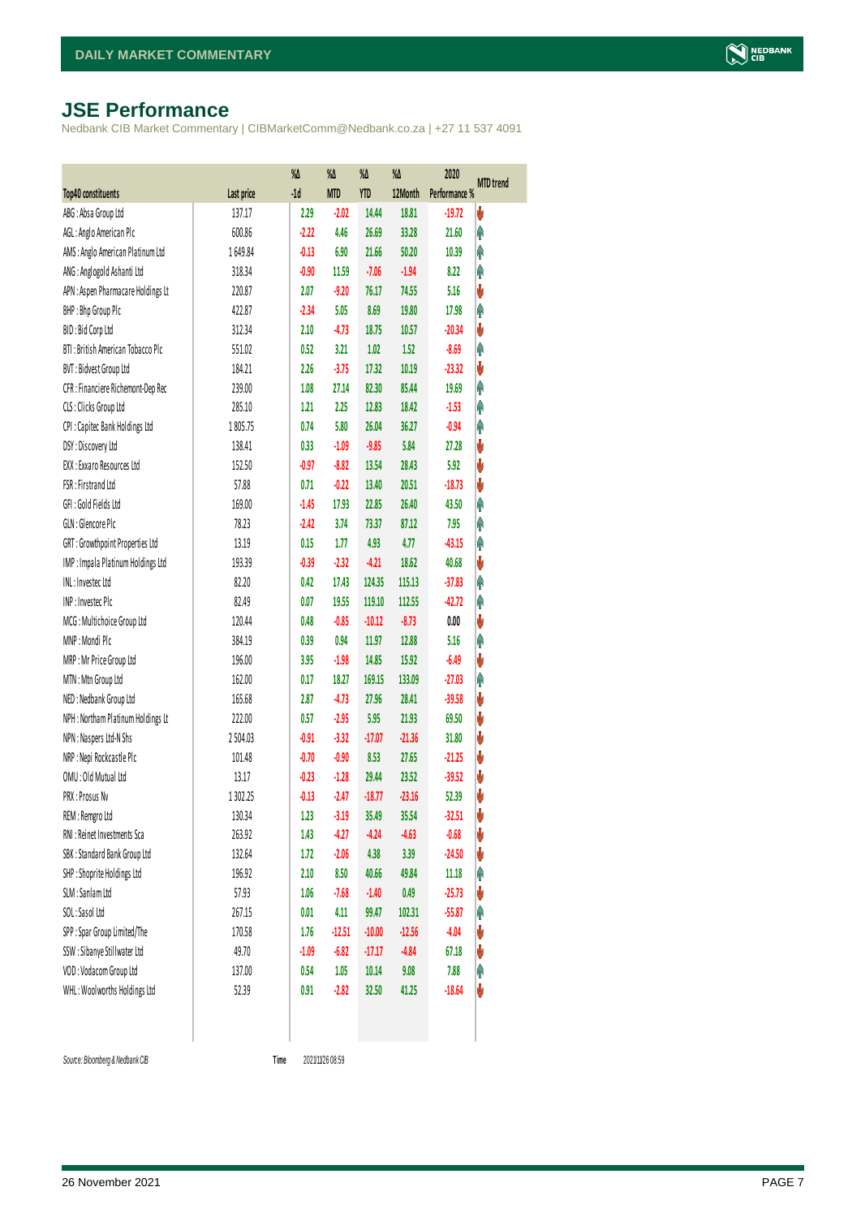## JSE Performance

Nedbank CIB Market Commentary | CIBMarketComm@Nedbank.co.za | +27 11 537 4091

| Top40 constituents | Last price | %Δ -1d | %Δ MTD | %Δ YTD | %Δ 12Month | 2020 Performance % | MTD trend |
|---|---|---|---|---|---|---|---|
| ABG : Absa Group Ltd | 137.17 | 2.29 | -2.02 | 14.44 | 18.81 | -19.72 | ↓ |
| AGL : Anglo American Plc | 600.86 | -2.22 | 4.46 | 26.69 | 33.28 | 21.60 | ↑ |
| AMS : Anglo American Platinum Ltd | 1 649.84 | -0.13 | 6.90 | 21.66 | 50.20 | 10.39 | ↑ |
| ANG : Anglogold Ashanti Ltd | 318.34 | -0.90 | 11.59 | -7.06 | -1.94 | 8.22 | ↑ |
| APN : Aspen Pharmacare Holdings Lt | 220.87 | 2.07 | -9.20 | 76.17 | 74.55 | 5.16 | ↓ |
| BHP : Bhp Group Plc | 422.87 | -2.34 | 5.05 | 8.69 | 19.80 | 17.98 | ↑ |
| BID : Bid Corp Ltd | 312.34 | 2.10 | -4.73 | 18.75 | 10.57 | -20.34 | ↓ |
| BTI : British American Tobacco Plc | 551.02 | 0.52 | 3.21 | 1.02 | 1.52 | -8.69 | ↑ |
| BVT : Bidvest Group Ltd | 184.21 | 2.26 | -3.75 | 17.32 | 10.19 | -23.32 | ↓ |
| CFR : Financiere Richemont-Dep Rec | 239.00 | 1.08 | 27.14 | 82.30 | 85.44 | 19.69 | ↑ |
| CLS : Clicks Group Ltd | 285.10 | 1.21 | 2.25 | 12.83 | 18.42 | -1.53 | ↑ |
| CPI : Capitec Bank Holdings Ltd | 1 805.75 | 0.74 | 5.80 | 26.04 | 36.27 | -0.94 | ↑ |
| DSY : Discovery Ltd | 138.41 | 0.33 | -1.09 | -9.85 | 5.84 | 27.28 | ↓ |
| EXX : Exxaro Resources Ltd | 152.50 | -0.97 | -8.82 | 13.54 | 28.43 | 5.92 | ↓ |
| FSR : Firstrand Ltd | 57.88 | 0.71 | -0.22 | 13.40 | 20.51 | -18.73 | ↓ |
| GFI : Gold Fields Ltd | 169.00 | -1.45 | 17.93 | 22.85 | 26.40 | 43.50 | ↑ |
| GLN : Glencore Plc | 78.23 | -2.42 | 3.74 | 73.37 | 87.12 | 7.95 | ↑ |
| GRT : Growthpoint Properties Ltd | 13.19 | 0.15 | 1.77 | 4.93 | 4.77 | -43.15 | ↑ |
| IMP : Impala Platinum Holdings Ltd | 193.39 | -0.39 | -2.32 | -4.21 | 18.62 | 40.68 | ↓ |
| INL : Investec Ltd | 82.20 | 0.42 | 17.43 | 124.35 | 115.13 | -37.83 | ↑ |
| INP : Investec Plc | 82.49 | 0.07 | 19.55 | 119.10 | 112.55 | -42.72 | ↑ |
| MCG : Multichoice Group Ltd | 120.44 | 0.48 | -0.85 | -10.12 | -8.73 | 0.00 | ↓ |
| MNP : Mondi Plc | 384.19 | 0.39 | 0.94 | 11.97 | 12.88 | 5.16 | ↑ |
| MRP : Mr Price Group Ltd | 196.00 | 3.95 | -1.98 | 14.85 | 15.92 | -6.49 | ↓ |
| MTN : Mtn Group Ltd | 162.00 | 0.17 | 18.27 | 169.15 | 133.09 | -27.03 | ↑ |
| NED : Nedbank Group Ltd | 165.68 | 2.87 | -4.73 | 27.96 | 28.41 | -39.58 | ↓ |
| NPH : Northam Platinum Holdings Lt | 222.00 | 0.57 | -2.95 | 5.95 | 21.93 | 69.50 | ↓ |
| NPN : Naspers Ltd-N Shs | 2 504.03 | -0.91 | -3.32 | -17.07 | -21.36 | 31.80 | ↓ |
| NRP : Nepi Rockcastle Plc | 101.48 | -0.70 | -0.90 | 8.53 | 27.65 | -21.25 | ↓ |
| OMU : Old Mutual Ltd | 13.17 | -0.23 | -1.28 | 29.44 | 23.52 | -39.52 | ↓ |
| PRX : Prosus Nv | 1 302.25 | -0.13 | -2.47 | -18.77 | -23.16 | 52.39 | ↓ |
| REM : Remgro Ltd | 130.34 | 1.23 | -3.19 | 35.49 | 35.54 | -32.51 | ↓ |
| RNI : Reinet Investments Sca | 263.92 | 1.43 | -4.27 | -4.24 | -4.63 | -0.68 | ↓ |
| SBK : Standard Bank Group Ltd | 132.64 | 1.72 | -2.06 | 4.38 | 3.39 | -24.50 | ↓ |
| SHP : Shoprite Holdings Ltd | 196.92 | 2.10 | 8.50 | 40.66 | 49.84 | 11.18 | ↑ |
| SLM : Sanlam Ltd | 57.93 | 1.06 | -7.68 | -1.40 | 0.49 | -25.73 | ↓ |
| SOL : Sasol Ltd | 267.15 | 0.01 | 4.11 | 99.47 | 102.31 | -55.87 | ↑ |
| SPP : Spar Group Limited/The | 170.58 | 1.76 | -12.51 | -10.00 | -12.56 | -4.04 | ↓ |
| SSW : Sibanye Stillwater Ltd | 49.70 | -1.09 | -6.82 | -17.17 | -4.84 | 67.18 | ↓ |
| VOD : Vodacom Group Ltd | 137.00 | 0.54 | 1.05 | 10.14 | 9.08 | 7.88 | ↑ |
| WHL : Woolworths Holdings Ltd | 52.39 | 0.91 | -2.82 | 32.50 | 41.25 | -18.64 | ↓ |

*Source: Bloomberg & Nedbank CIB* Time 2021/11/26 08:59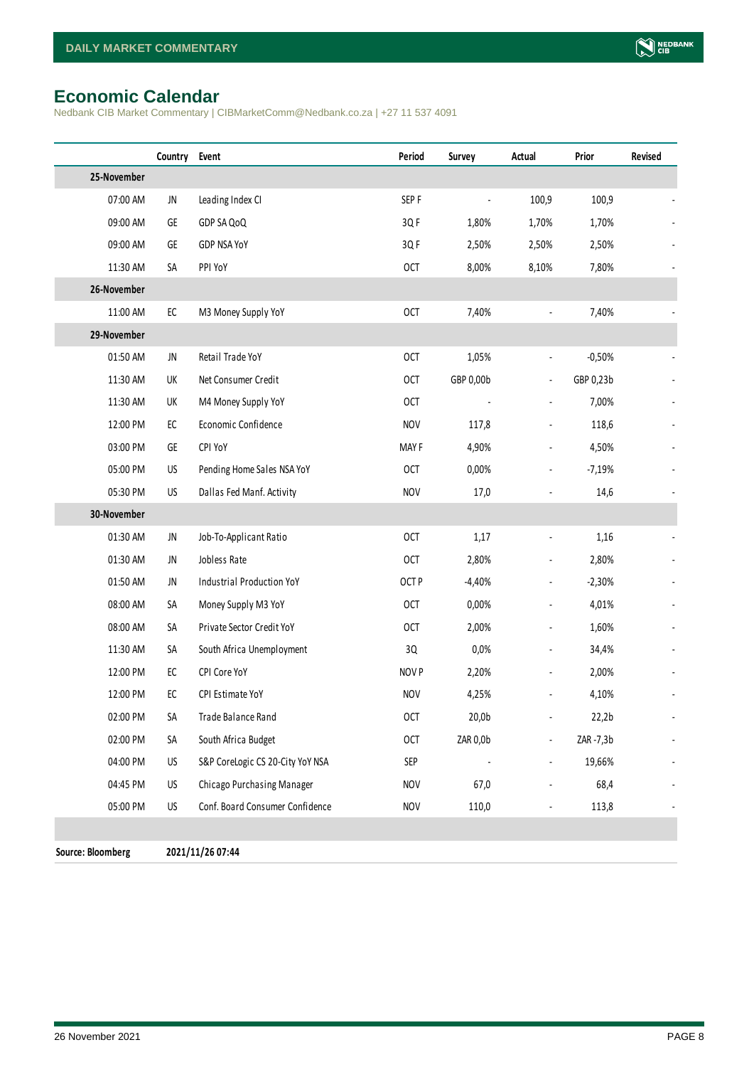## Economic Calendar

Nedbank CIB Market Commentary | CIBMarketComm@Nedbank.co.za | +27 11 537 4091

| | Country | Event | Period | Survey | Actual | Prior | Revised |
|---|---|---|---|---|---|---|---|
| **25-November** | | | | | | | |
| 07:00 AM | JN | Leading Index CI | SEP F | - | 100,9 | 100,9 | - |
| 09:00 AM | GE | GDP SA QoQ | 3Q F | 1,80% | 1,70% | 1,70% | - |
| 09:00 AM | GE | GDP NSA YoY | 3Q F | 2,50% | 2,50% | 2,50% | - |
| 11:30 AM | SA | PPI YoY | OCT | 8,00% | 8,10% | 7,80% | - |
| **26-November** | | | | | | | |
| 11:00 AM | EC | M3 Money Supply YoY | OCT | 7,40% | - | 7,40% | - |
| **29-November** | | | | | | | |
| 01:50 AM | JN | Retail Trade YoY | OCT | 1,05% | - | -0,50% | - |
| 11:30 AM | UK | Net Consumer Credit | OCT | GBP 0,00b | - | GBP 0,23b | - |
| 11:30 AM | UK | M4 Money Supply YoY | OCT | - | - | 7,00% | - |
| 12:00 PM | EC | Economic Confidence | NOV | 117,8 | - | 118,6 | - |
| 03:00 PM | GE | CPI YoY | MAY F | 4,90% | - | 4,50% | - |
| 05:00 PM | US | Pending Home Sales NSA YoY | OCT | 0,00% | - | -7,19% | - |
| 05:30 PM | US | Dallas Fed Manf. Activity | NOV | 17,0 | - | 14,6 | - |
| **30-November** | | | | | | | |
| 01:30 AM | JN | Job-To-Applicant Ratio | OCT | 1,17 | - | 1,16 | - |
| 01:30 AM | JN | Jobless Rate | OCT | 2,80% | - | 2,80% | - |
| 01:50 AM | JN | Industrial Production YoY | OCT P | -4,40% | - | -2,30% | - |
| 08:00 AM | SA | Money Supply M3 YoY | OCT | 0,00% | - | 4,01% | - |
| 08:00 AM | SA | Private Sector Credit YoY | OCT | 2,00% | - | 1,60% | - |
| 11:30 AM | SA | South Africa Unemployment | 3Q | 0,0% | - | 34,4% | - |
| 12:00 PM | EC | CPI Core YoY | NOV P | 2,20% | - | 2,00% | - |
| 12:00 PM | EC | CPI Estimate YoY | NOV | 4,25% | - | 4,10% | - |
| 02:00 PM | SA | Trade Balance Rand | OCT | 20,0b | - | 22,2b | - |
| 02:00 PM | SA | South Africa Budget | OCT | ZAR 0,0b | - | ZAR -7,3b | - |
| 04:00 PM | US | S&P CoreLogic CS 20-City YoY NSA | SEP | - | - | 19,66% | - |
| 04:45 PM | US | Chicago Purchasing Manager | NOV | 67,0 | - | 68,4 | - |
| 05:00 PM | US | Conf. Board Consumer Confidence | NOV | 110,0 | - | 113,8 | - |

**Source: Bloomberg** **2021/11/26 07:44**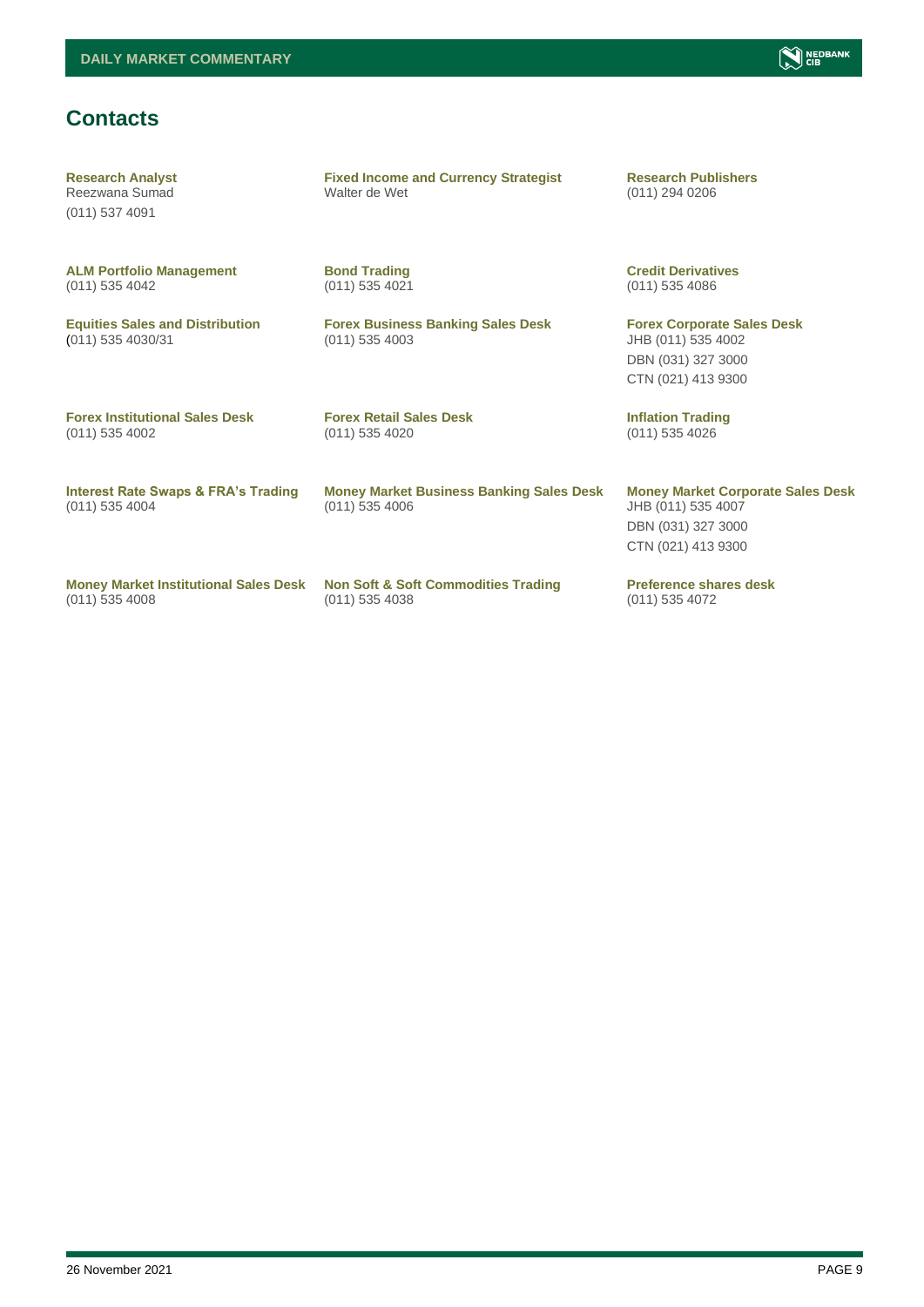## Contacts

**Research Analyst**
Reezwana Sumad
(011) 537 4091

**Fixed Income and Currency Strategist**
Walter de Wet

**Research Publishers**
(011) 294 0206

**ALM Portfolio Management**
(011) 535 4042

**Bond Trading**
(011) 535 4021

**Credit Derivatives**
(011) 535 4086

**Equities Sales and Distribution**
(011) 535 4030/31

**Forex Business Banking Sales Desk**
(011) 535 4003

**Forex Corporate Sales Desk**
JHB (011) 535 4002
DBN (031) 327 3000
CTN (021) 413 9300

**Forex Institutional Sales Desk**
(011) 535 4002

**Forex Retail Sales Desk**
(011) 535 4020

**Inflation Trading**
(011) 535 4026

**Interest Rate Swaps & FRA's Trading**
(011) 535 4004

**Money Market Business Banking Sales Desk**
(011) 535 4006

**Money Market Corporate Sales Desk**
JHB (011) 535 4007
DBN (031) 327 3000
CTN (021) 413 9300

**Money Market Institutional Sales Desk**
(011) 535 4008

**Non Soft & Soft Commodities Trading**
(011) 535 4038

**Preference shares desk**
(011) 535 4072